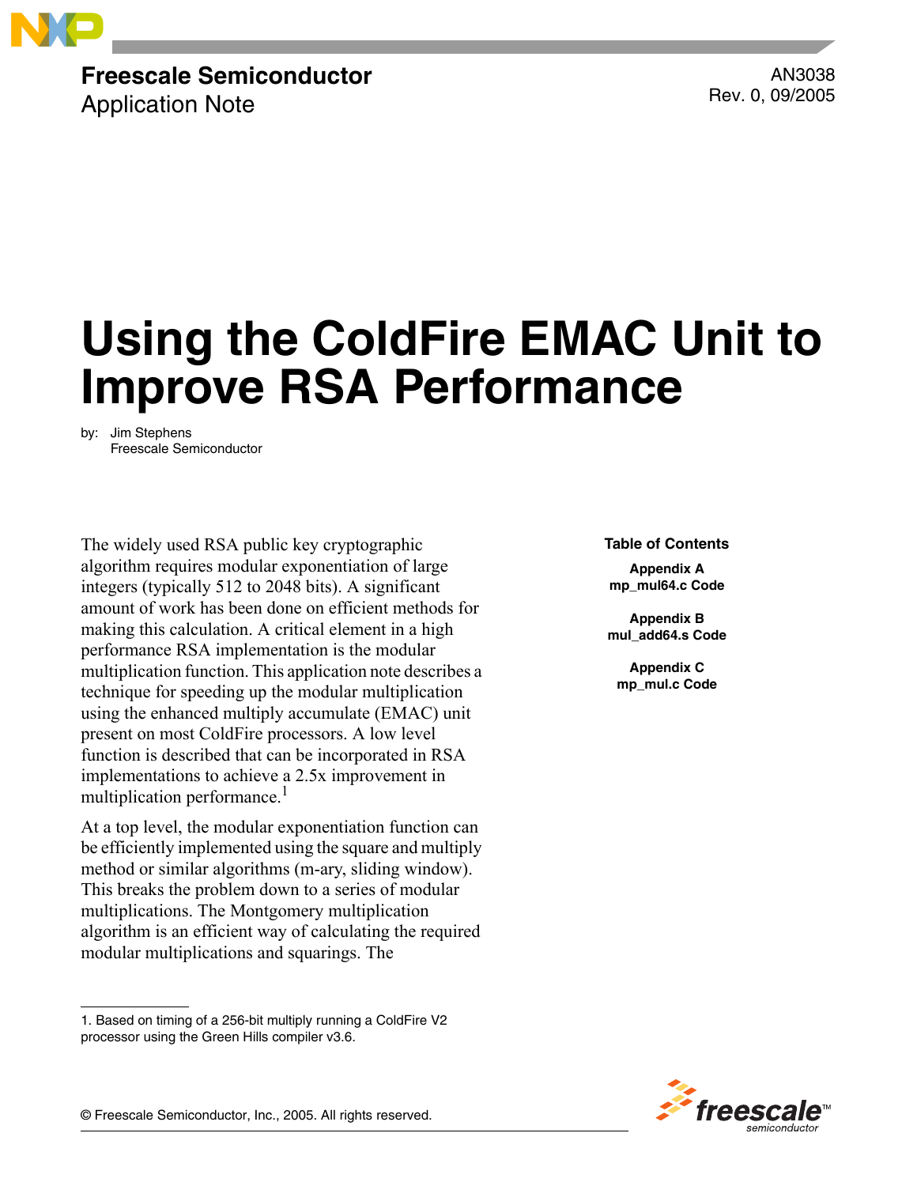**Freescale Semiconductor**
Application Note

AN3038
Rev. 0, 09/2005

# Using the ColdFire EMAC Unit to Improve RSA Performance

by: Jim Stephens
Freescale Semiconductor

**Table of Contents**

**Appendix A mp_mul64.c Code**

**Appendix B mul_add64.s Code**

**Appendix C mp_mul.c Code**

The widely used RSA public key cryptographic algorithm requires modular exponentiation of large integers (typically 512 to 2048 bits). A significant amount of work has been done on efficient methods for making this calculation. A critical element in a high performance RSA implementation is the modular multiplication function. This application note describes a technique for speeding up the modular multiplication using the enhanced multiply accumulate (EMAC) unit present on most ColdFire processors. A low level function is described that can be incorporated in RSA implementations to achieve a 2.5x improvement in multiplication performance.[1]

At a top level, the modular exponentiation function can be efficiently implemented using the square and multiply method or similar algorithms (m-ary, sliding window). This breaks the problem down to a series of modular multiplications. The Montgomery multiplication algorithm is an efficient way of calculating the required modular multiplications and squarings. The

1. Based on timing of a 256-bit multiply running a ColdFire V2 processor using the Green Hills compiler v3.6.

© Freescale Semiconductor, Inc., 2005. All rights reserved.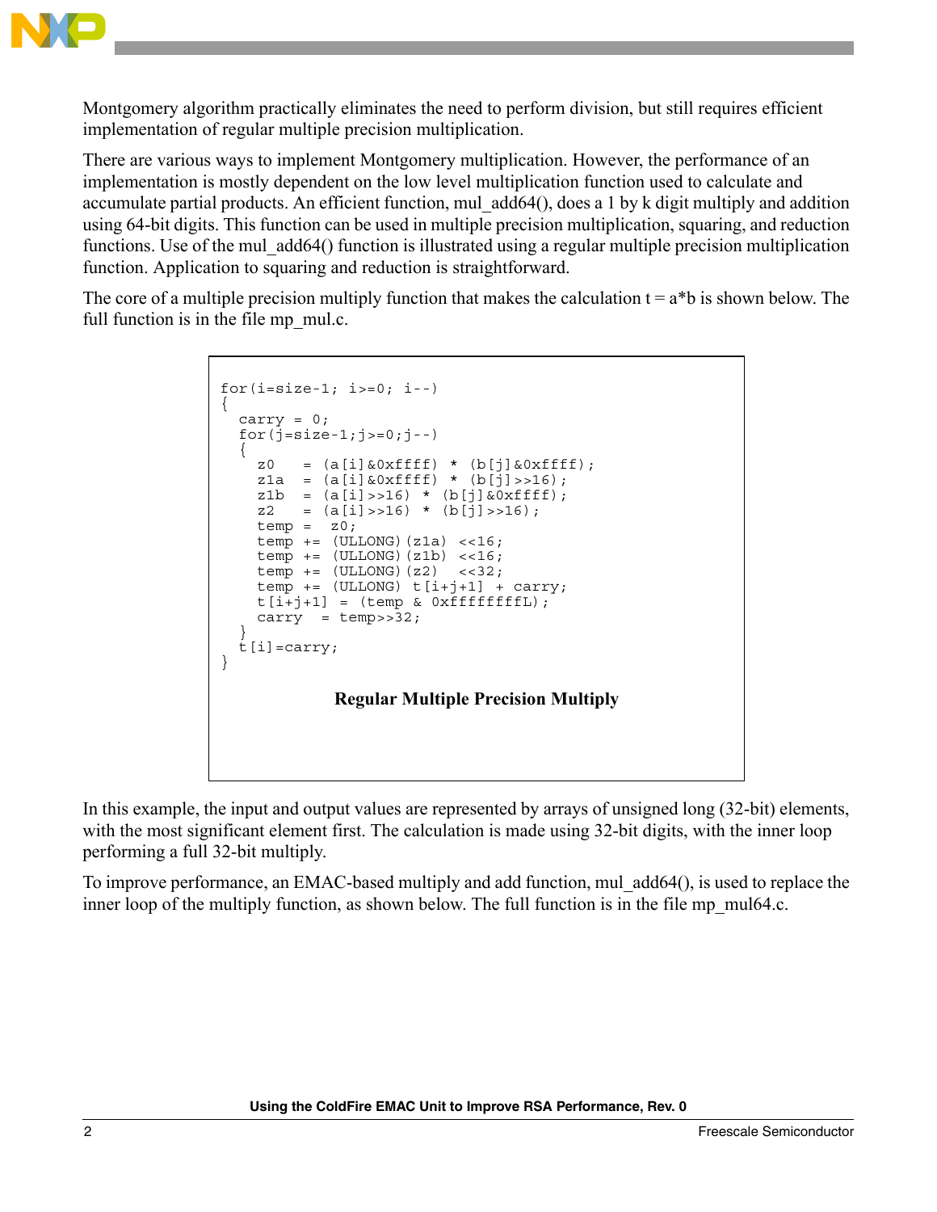Montgomery algorithm practically eliminates the need to perform division, but still requires efficient implementation of regular multiple precision multiplication.

There are various ways to implement Montgomery multiplication. However, the performance of an implementation is mostly dependent on the low level multiplication function used to calculate and accumulate partial products. An efficient function, mul_add64(), does a 1 by k digit multiply and addition using 64-bit digits. This function can be used in multiple precision multiplication, squaring, and reduction functions. Use of the mul_add64() function is illustrated using a regular multiple precision multiplication function. Application to squaring and reduction is straightforward.

The core of a multiple precision multiply function that makes the calculation t = a*b is shown below. The full function is in the file mp_mul.c.

```
for(i=size-1; i>=0; i--)
{
  carry = 0;
  for(j=size-1;j>=0;j--)
  {
    z0   = (a[i]&0xffff) * (b[j]&0xffff);
    z1a  = (a[i]&0xffff) * (b[j]>>16);
    z1b  = (a[i]>>16) * (b[j]&0xffff);
    z2   = (a[i]>>16) * (b[j]>>16);
    temp =  z0;
    temp += (ULLONG)(z1a) <<16;
    temp += (ULLONG)(z1b) <<16;
    temp += (ULLONG)(z2)  <<32;
    temp += (ULLONG) t[i+j+1] + carry;
    t[i+j+1] = (temp & 0xffffffffL);
    carry  = temp>>32;
  }
  t[i]=carry;
}
```

**Regular Multiple Precision Multiply**

In this example, the input and output values are represented by arrays of unsigned long (32-bit) elements, with the most significant element first. The calculation is made using 32-bit digits, with the inner loop performing a full 32-bit multiply.

To improve performance, an EMAC-based multiply and add function, mul_add64(), is used to replace the inner loop of the multiply function, as shown below. The full function is in the file mp_mul64.c.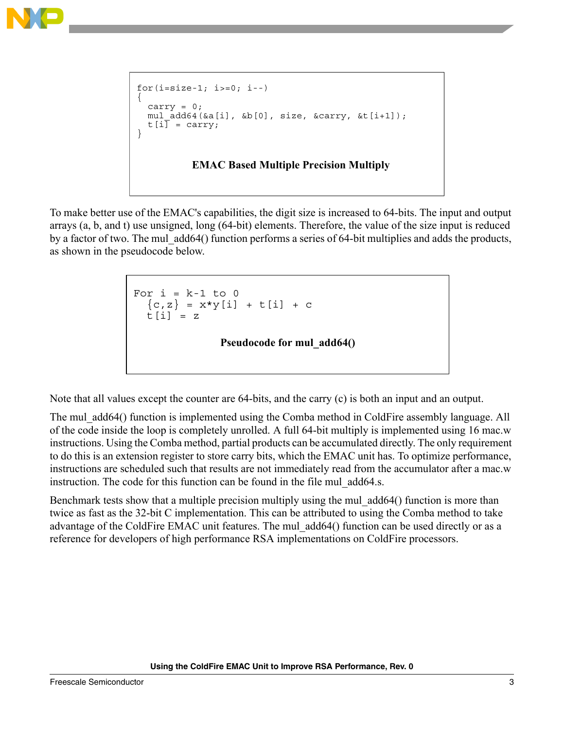```
for(i=size-1; i>=0; i--)
{
  carry = 0;
  mul_add64(&a[i], &b[0], size, &carry, &t[i+1]);
  t[i] = carry;
}
```

**EMAC Based Multiple Precision Multiply**

To make better use of the EMAC's capabilities, the digit size is increased to 64-bits. The input and output arrays (a, b, and t) use unsigned, long (64-bit) elements. Therefore, the value of the size input is reduced by a factor of two. The mul_add64() function performs a series of 64-bit multiplies and adds the products, as shown in the pseudocode below.

```
For i = k-1 to 0
  {c,z} = x*y[i] + t[i] + c
  t[i] = z
```

**Pseudocode for mul_add64()**

Note that all values except the counter are 64-bits, and the carry (c) is both an input and an output.

The mul_add64() function is implemented using the Comba method in ColdFire assembly language. All of the code inside the loop is completely unrolled. A full 64-bit multiply is implemented using 16 mac.w instructions. Using the Comba method, partial products can be accumulated directly. The only requirement to do this is an extension register to store carry bits, which the EMAC unit has. To optimize performance, instructions are scheduled such that results are not immediately read from the accumulator after a mac.w instruction. The code for this function can be found in the file mul_add64.s.

Benchmark tests show that a multiple precision multiply using the mul_add64() function is more than twice as fast as the 32-bit C implementation. This can be attributed to using the Comba method to take advantage of the ColdFire EMAC unit features. The mul_add64() function can be used directly or as a reference for developers of high performance RSA implementations on ColdFire processors.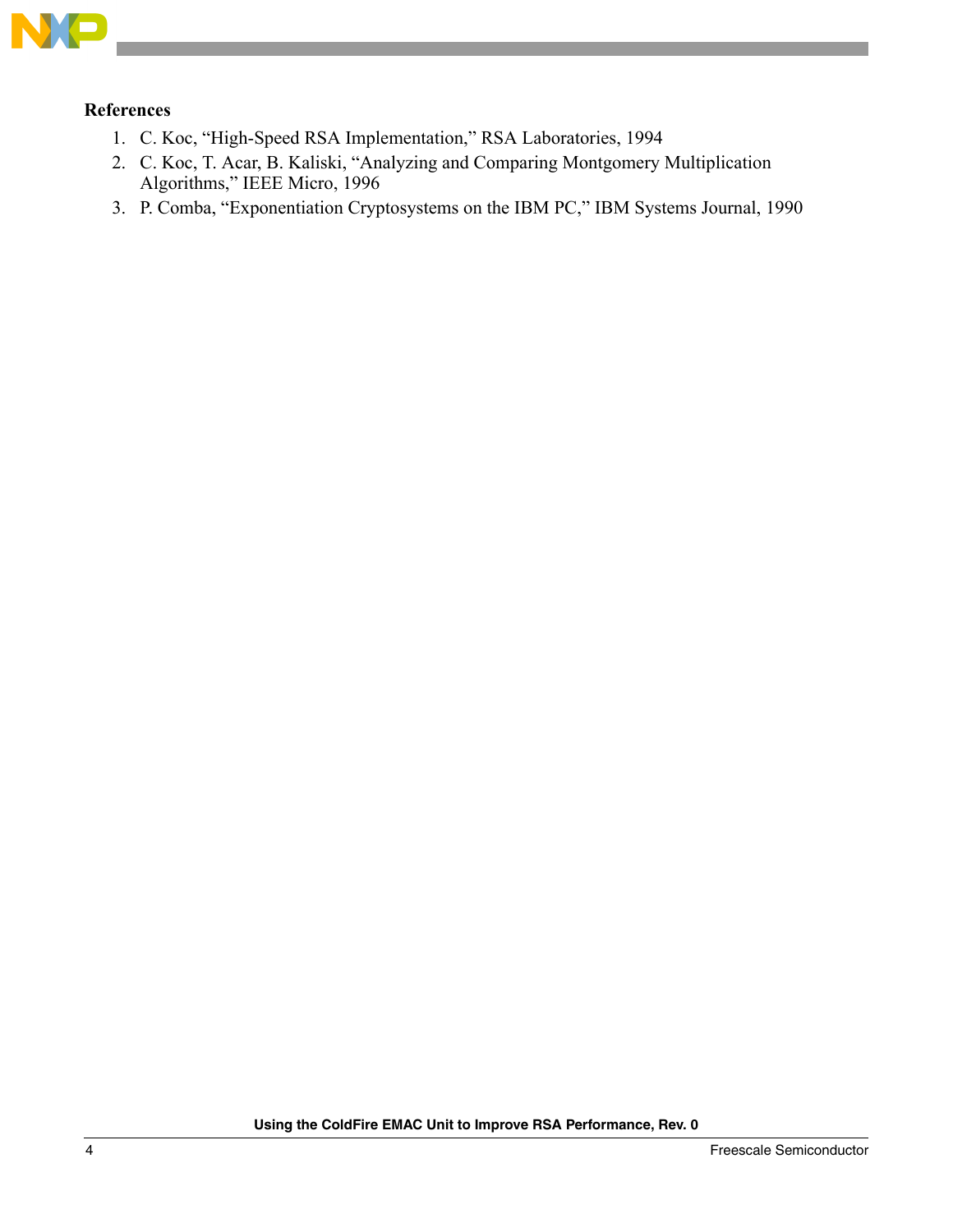## References

1. C. Koc, “High-Speed RSA Implementation,” RSA Laboratories, 1994
2. C. Koc, T. Acar, B. Kaliski, “Analyzing and Comparing Montgomery Multiplication Algorithms,” IEEE Micro, 1996
3. P. Comba, “Exponentiation Cryptosystems on the IBM PC,” IBM Systems Journal, 1990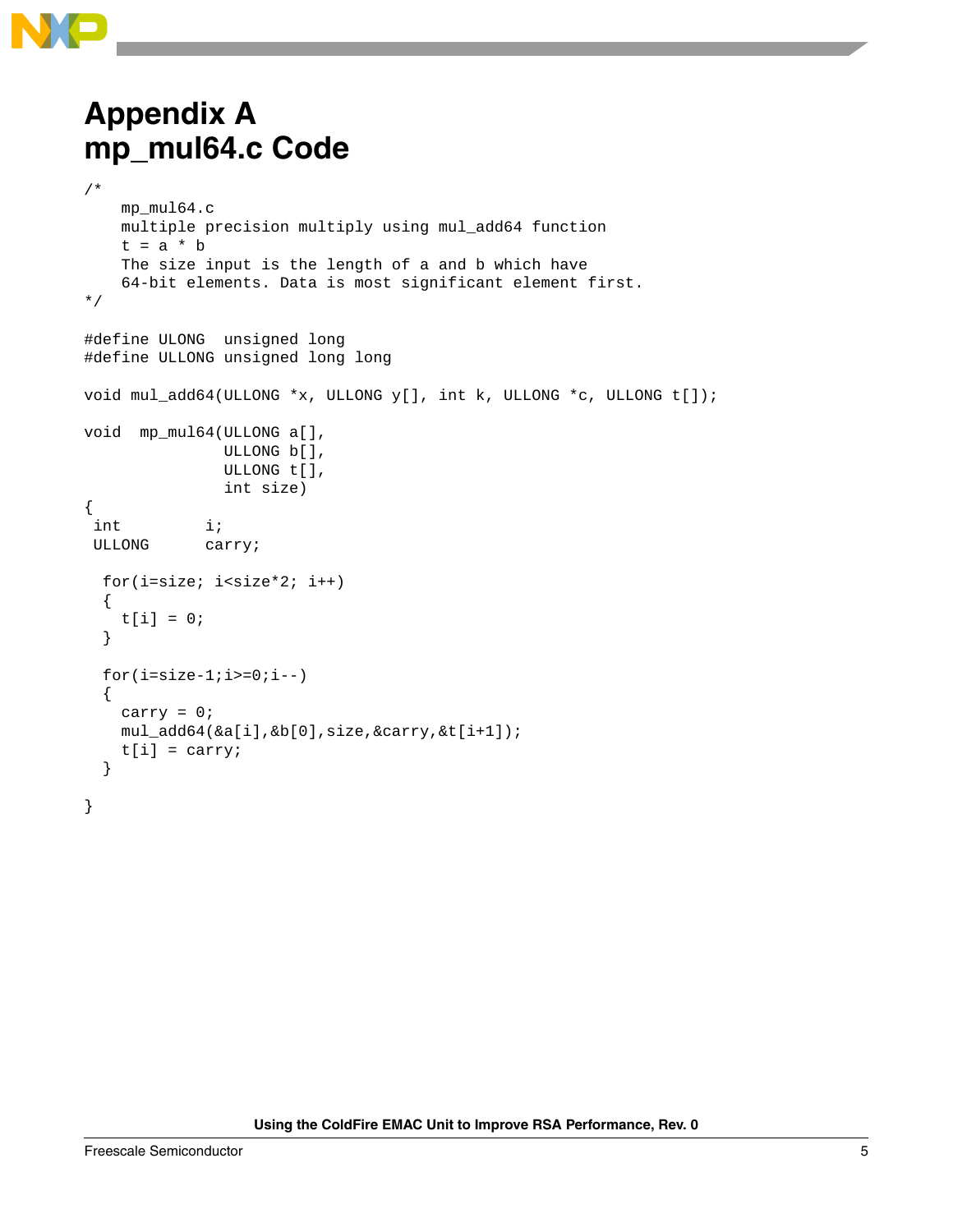# Appendix A
# mp_mul64.c Code

```
/*
    mp_mul64.c
    multiple precision multiply using mul_add64 function
    t = a * b
    The size input is the length of a and b which have
    64-bit elements. Data is most significant element first.
*/

#define ULONG  unsigned long
#define ULLONG unsigned long long

void mul_add64(ULLONG *x, ULLONG y[], int k, ULLONG *c, ULLONG t[]);

void  mp_mul64(ULLONG a[],
               ULLONG b[],
               ULLONG t[],
               int size)
{
 int         i;
 ULLONG      carry;

  for(i=size; i<size*2; i++)
  {
    t[i] = 0;
  }

  for(i=size-1;i>=0;i--)
  {
    carry = 0;
    mul_add64(&a[i],&b[0],size,&carry,&t[i+1]);
    t[i] = carry;
  }

}
```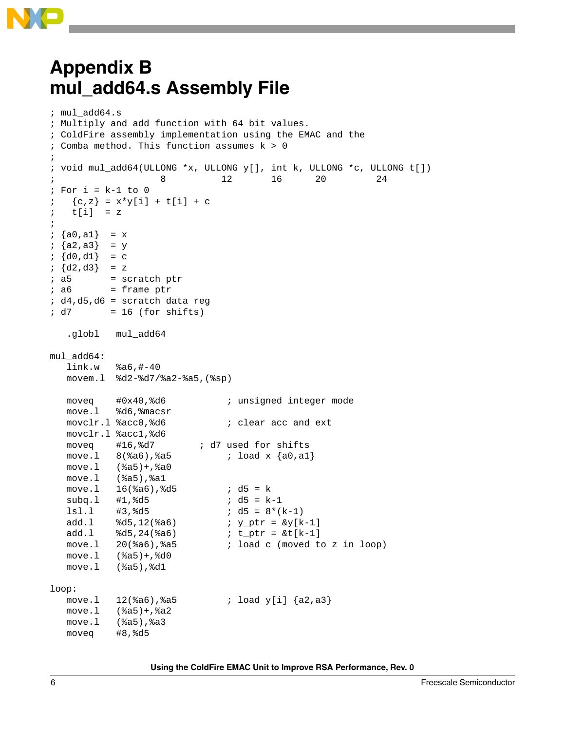# Appendix B mul_add64.s Assembly File

```
; mul_add64.s
; Multiply and add function with 64 bit values.
; ColdFire assembly implementation using the EMAC and the
; Comba method. This function assumes k > 0
;
; void mul_add64(ULLONG *x, ULLONG y[], int k, ULLONG *c, ULLONG t[])
;                    8          12       16      20          24
; For i = k-1 to 0
;   {c,z} = x*y[i] + t[i] + c
;   t[i]  = z
;
; {a0,a1}  = x
; {a2,a3}  = y
; {d0,d1}  = c
; {d2,d3}  = z
; a5       = scratch ptr
; a6       = frame ptr
; d4,d5,d6 = scratch data reg
; d7       = 16 (for shifts)

   .globl   mul_add64

mul_add64:
   link.w   %a6,#-40
   movem.l  %d2-%d7/%a2-%a5,(%sp)

   moveq    #0x40,%d6           ; unsigned integer mode
   move.l   %d6,%macsr
   movclr.l %acc0,%d6           ; clear acc and ext
   movclr.l %acc1,%d6
   moveq    #16,%d7        ; d7 used for shifts
   move.l   8(%a6),%a5          ; load x {a0,a1}
   move.l   (%a5)+,%a0
   move.l   (%a5),%a1
   move.l   16(%a6),%d5         ; d5 = k
   subq.l   #1,%d5              ; d5 = k-1
   lsl.l    #3,%d5              ; d5 = 8*(k-1)
   add.l    %d5,12(%a6)         ; y_ptr = &y[k-1]
   add.l    %d5,24(%a6)         ; t_ptr = &t[k-1]
   move.l   20(%a6),%a5         ; load c (moved to z in loop)
   move.l   (%a5)+,%d0
   move.l   (%a5),%d1

loop:
   move.l   12(%a6),%a5         ; load y[i] {a2,a3}
   move.l   (%a5)+,%a2
   move.l   (%a5),%a3
   moveq    #8,%d5
```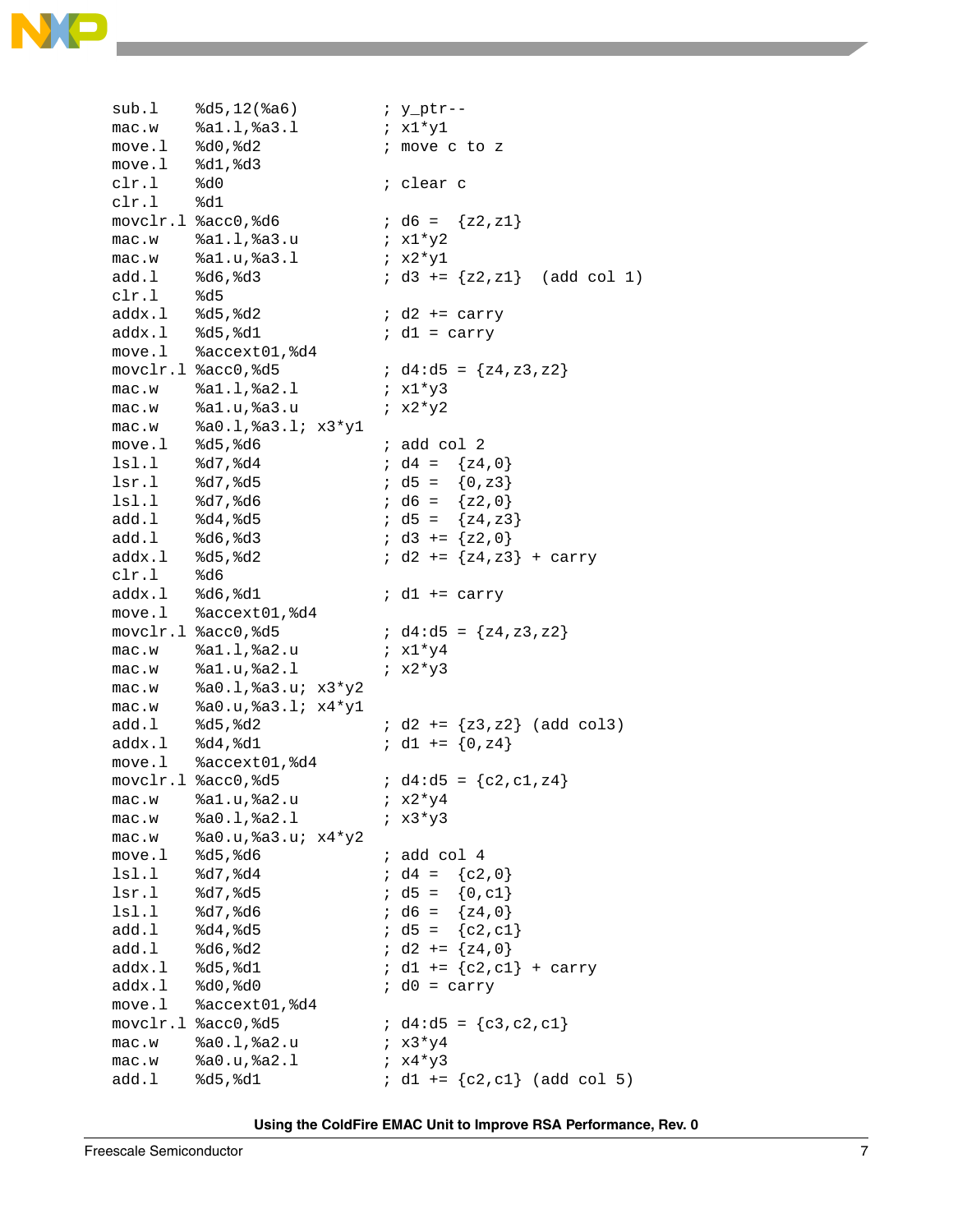```
sub.l     %d5,12(%a6)         ; y_ptr--
mac.w     %a1.l,%a3.l         ; x1*y1
move.l    %d0,%d2             ; move c to z
move.l    %d1,%d3
clr.l     %d0                 ; clear c
clr.l     %d1
movclr.l %acc0,%d6            ; d6 =  {z2,z1}
mac.w     %a1.l,%a3.u         ; x1*y2
mac.w     %a1.u,%a3.l         ; x2*y1
add.l     %d6,%d3             ; d3 += {z2,z1}  (add col 1)
clr.l     %d5
addx.l    %d5,%d2             ; d2 += carry
addx.l    %d5,%d1             ; d1 = carry
move.l    %accext01,%d4
movclr.l %acc0,%d5            ; d4:d5 = {z4,z3,z2}
mac.w     %a1.l,%a2.l         ; x1*y3
mac.w     %a1.u,%a3.u         ; x2*y2
mac.w     %a0.l,%a3.l; x3*y1
move.l    %d5,%d6             ; add col 2
lsl.l     %d7,%d4             ; d4 =  {z4,0}
lsr.l     %d7,%d5             ; d5 =  {0,z3}
lsl.l     %d7,%d6             ; d6 =  {z2,0}
add.l     %d4,%d5             ; d5 =  {z4,z3}
add.l     %d6,%d3             ; d3 += {z2,0}
addx.l    %d5,%d2             ; d2 += {z4,z3} + carry
clr.l     %d6
addx.l    %d6,%d1             ; d1 += carry
move.l    %accext01,%d4
movclr.l %acc0,%d5            ; d4:d5 = {z4,z3,z2}
mac.w     %a1.l,%a2.u         ; x1*y4
mac.w     %a1.u,%a2.l         ; x2*y3
mac.w     %a0.l,%a3.u; x3*y2
mac.w     %a0.u,%a3.l; x4*y1
add.l     %d5,%d2             ; d2 += {z3,z2} (add col3)
addx.l    %d4,%d1             ; d1 += {0,z4}
move.l    %accext01,%d4
movclr.l %acc0,%d5            ; d4:d5 = {c2,c1,z4}
mac.w     %a1.u,%a2.u         ; x2*y4
mac.w     %a0.l,%a2.l         ; x3*y3
mac.w     %a0.u,%a3.u; x4*y2
move.l    %d5,%d6             ; add col 4
lsl.l     %d7,%d4             ; d4 =  {c2,0}
lsr.l     %d7,%d5             ; d5 =  {0,c1}
lsl.l     %d7,%d6             ; d6 =  {z4,0}
add.l     %d4,%d5             ; d5 =  {c2,c1}
add.l     %d6,%d2             ; d2 += {z4,0}
addx.l    %d5,%d1             ; d1 += {c2,c1} + carry
addx.l    %d0,%d0             ; d0 = carry
move.l    %accext01,%d4
movclr.l %acc0,%d5            ; d4:d5 = {c3,c2,c1}
mac.w     %a0.l,%a2.u         ; x3*y4
mac.w     %a0.u,%a2.l         ; x4*y3
add.l     %d5,%d1             ; d1 += {c2,c1} (add col 5)
```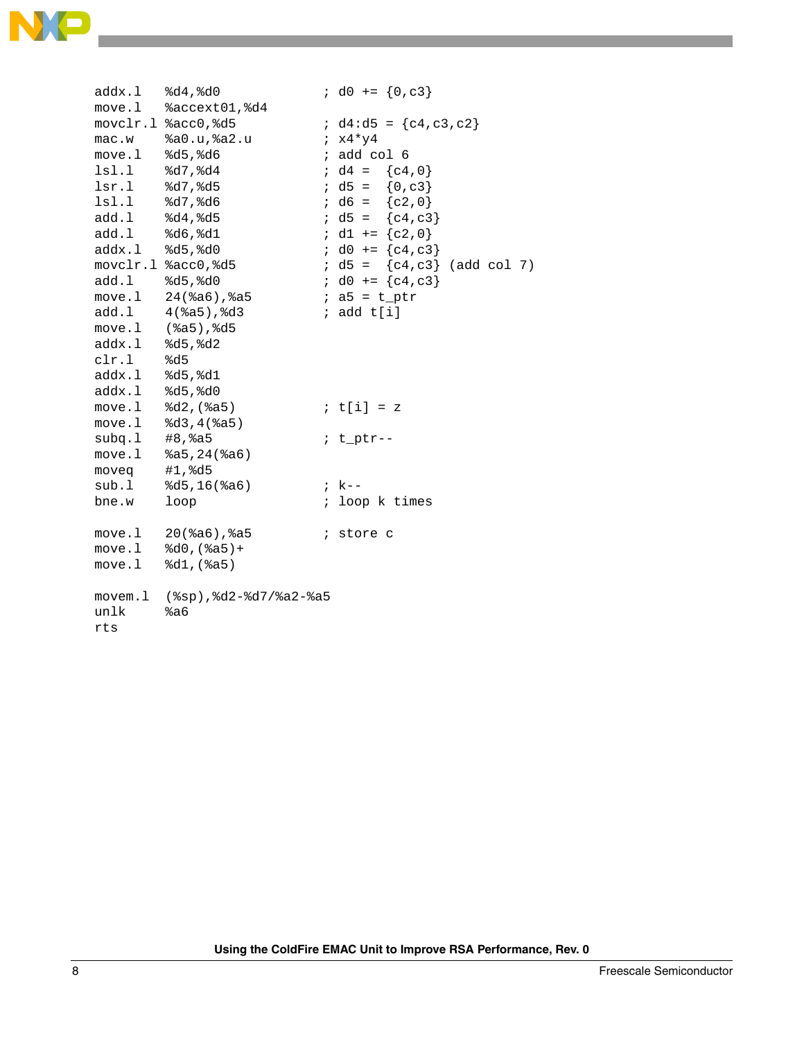```
	addx.l	%d4,%d0			; d0 += {0,c3}
	move.l	%accext01,%d4
	movclr.l %acc0,%d5		; d4:d5 = {c4,c3,c2}
	mac.w	%a0.u,%a2.u		; x4*y4
	move.l	%d5,%d6			; add col 6
	lsl.l	%d7,%d4			; d4 =  {c4,0}
	lsr.l	%d7,%d5			; d5 =  {0,c3}
	lsl.l	%d7,%d6			; d6 =  {c2,0}
	add.l	%d4,%d5			; d5 =  {c4,c3}
	add.l	%d6,%d1			; d1 += {c2,0}
	addx.l	%d5,%d0			; d0 += {c4,c3}
	movclr.l %acc0,%d5		; d5 =  {c4,c3} (add col 7)
	add.l	%d5,%d0			; d0 += {c4,c3}
	move.l	24(%a6),%a5		; a5 = t_ptr
	add.l	4(%a5),%d3		; add t[i]
	move.l	(%a5),%d5
	addx.l	%d5,%d2
	clr.l	%d5
	addx.l	%d5,%d1
	addx.l	%d5,%d0
	move.l	%d2,(%a5)		; t[i] = z
	move.l	%d3,4(%a5)
	subq.l	#8,%a5			; t_ptr--
	move.l	%a5,24(%a6)
	moveq	#1,%d5
	sub.l	%d5,16(%a6)		; k--
	bne.w	loop			; loop k times

	move.l	20(%a6),%a5		; store c
	move.l	%d0,(%a5)+
	move.l	%d1,(%a5)

	movem.l	(%sp),%d2-%d7/%a2-%a5
	unlk	%a6
	rts
```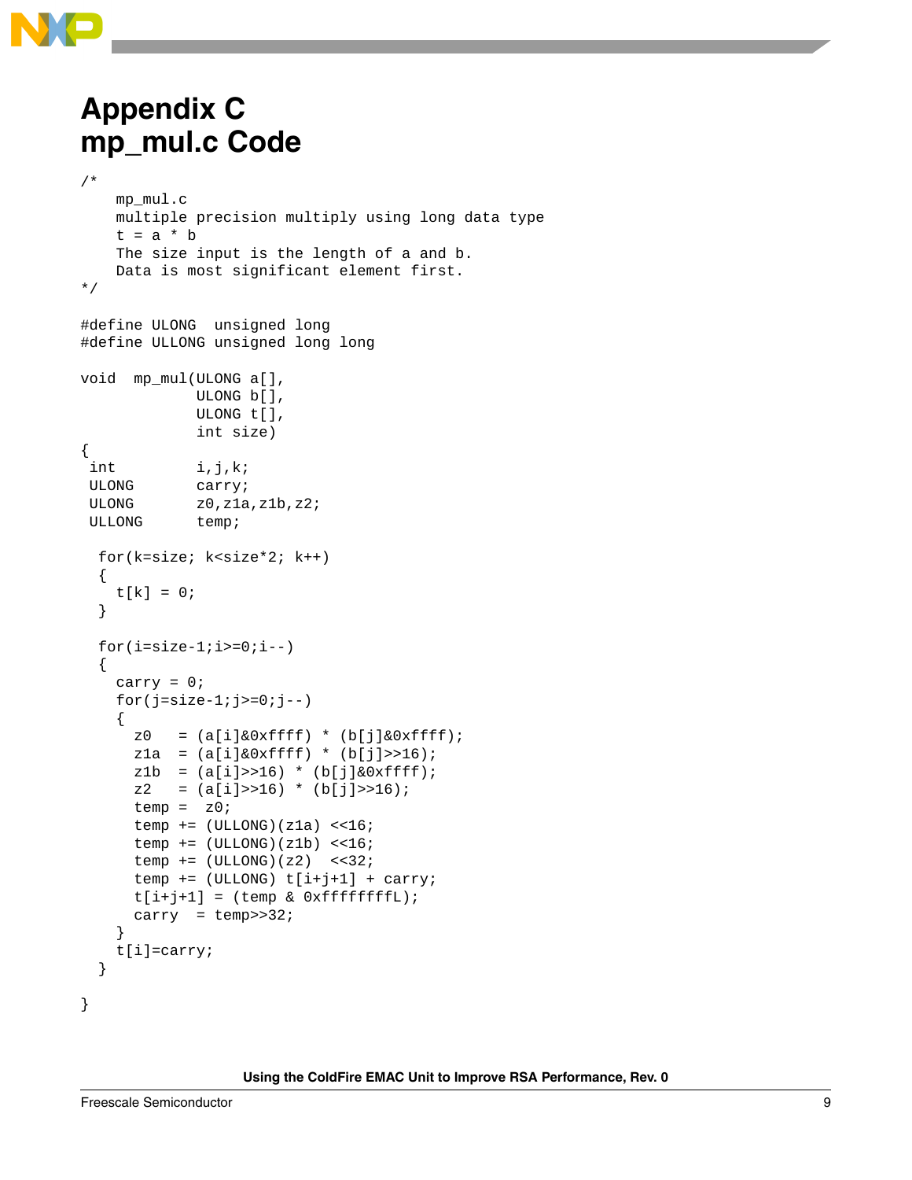# Appendix C mp_mul.c Code

```
/*
    mp_mul.c
    multiple precision multiply using long data type
    t = a * b
    The size input is the length of a and b.
    Data is most significant element first.
*/

#define ULONG  unsigned long
#define ULLONG unsigned long long

void  mp_mul(ULONG a[],
             ULONG b[],
             ULONG t[],
             int size)
{
 int         i,j,k;
 ULONG       carry;
 ULONG       z0,z1a,z1b,z2;
 ULLONG      temp;

  for(k=size; k<size*2; k++)
  {
    t[k] = 0;
  }

  for(i=size-1;i>=0;i--)
  {
    carry = 0;
    for(j=size-1;j>=0;j--)
    {
      z0   = (a[i]&0xffff) * (b[j]&0xffff);
      z1a  = (a[i]&0xffff) * (b[j]>>16);
      z1b  = (a[i]>>16) * (b[j]&0xffff);
      z2   = (a[i]>>16) * (b[j]>>16);
      temp =  z0;
      temp += (ULLONG)(z1a) <<16;
      temp += (ULLONG)(z1b) <<16;
      temp += (ULLONG)(z2)  <<32;
      temp += (ULLONG) t[i+j+1] + carry;
      t[i+j+1] = (temp & 0xffffffffL);
      carry  = temp>>32;
    }
    t[i]=carry;
  }

}
```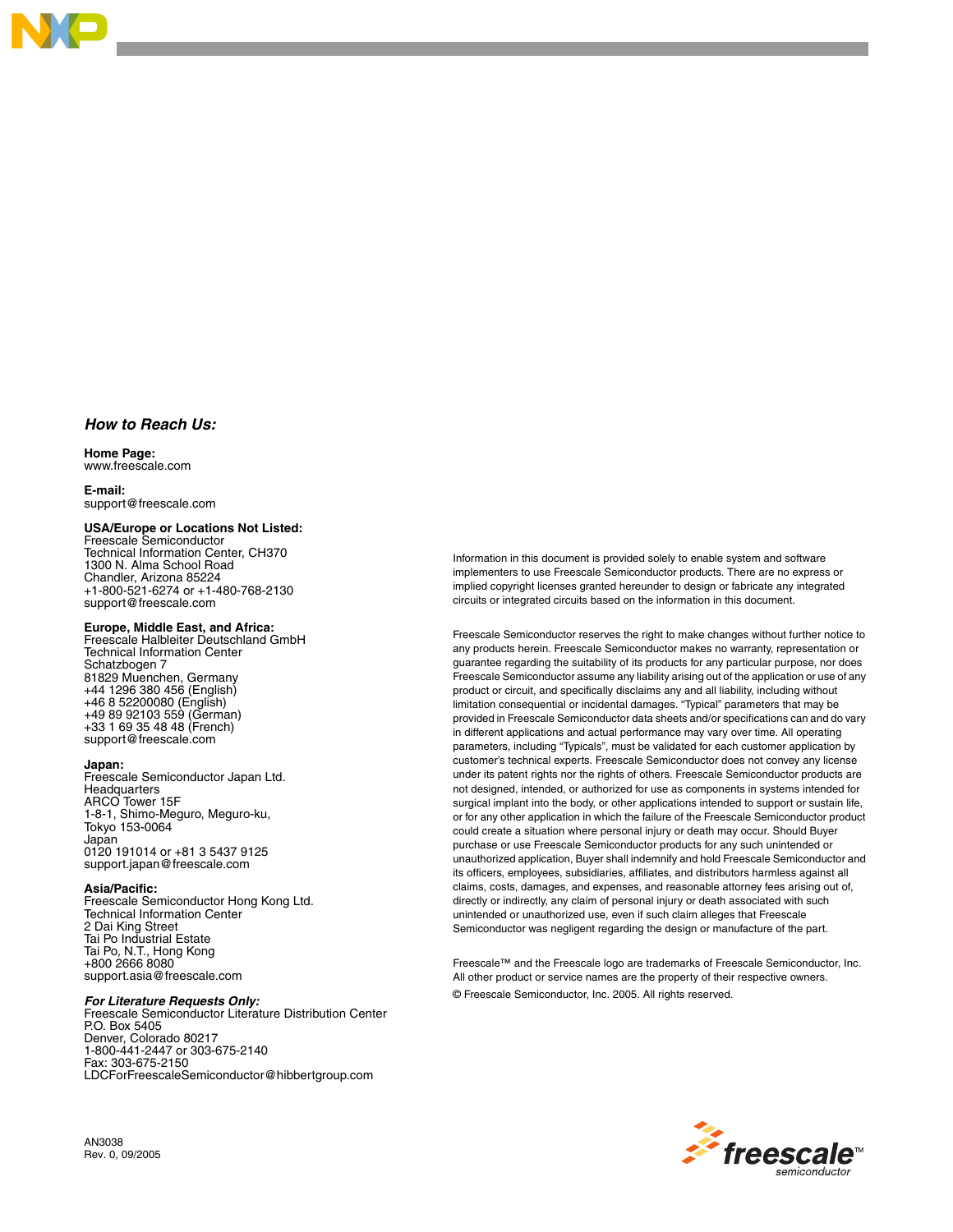*How to Reach Us:*

**Home Page:**
www.freescale.com

**E-mail:**
support@freescale.com

**USA/Europe or Locations Not Listed:**
Freescale Semiconductor
Technical Information Center, CH370
1300 N. Alma School Road
Chandler, Arizona 85224
+1-800-521-6274 or +1-480-768-2130
support@freescale.com

**Europe, Middle East, and Africa:**
Freescale Halbleiter Deutschland GmbH
Technical Information Center
Schatzbogen 7
81829 Muenchen, Germany
+44 1296 380 456 (English)
+46 8 52200080 (English)
+49 89 92103 559 (German)
+33 1 69 35 48 48 (French)
support@freescale.com

**Japan:**
Freescale Semiconductor Japan Ltd.
Headquarters
ARCO Tower 15F
1-8-1, Shimo-Meguro, Meguro-ku,
Tokyo 153-0064
Japan
0120 191014 or +81 3 5437 9125
support.japan@freescale.com

**Asia/Pacific:**
Freescale Semiconductor Hong Kong Ltd.
Technical Information Center
2 Dai King Street
Tai Po Industrial Estate
Tai Po, N.T., Hong Kong
+800 2666 8080
support.asia@freescale.com

***For Literature Requests Only:***
Freescale Semiconductor Literature Distribution Center
P.O. Box 5405
Denver, Colorado 80217
1-800-441-2447 or 303-675-2140
Fax: 303-675-2150
LDCForFreescaleSemiconductor@hibbertgroup.com

Information in this document is provided solely to enable system and software implementers to use Freescale Semiconductor products. There are no express or implied copyright licenses granted hereunder to design or fabricate any integrated circuits or integrated circuits based on the information in this document.

Freescale Semiconductor reserves the right to make changes without further notice to any products herein. Freescale Semiconductor makes no warranty, representation or guarantee regarding the suitability of its products for any particular purpose, nor does Freescale Semiconductor assume any liability arising out of the application or use of any product or circuit, and specifically disclaims any and all liability, including without limitation consequential or incidental damages. "Typical" parameters that may be provided in Freescale Semiconductor data sheets and/or specifications can and do vary in different applications and actual performance may vary over time. All operating parameters, including "Typicals", must be validated for each customer application by customer's technical experts. Freescale Semiconductor does not convey any license under its patent rights nor the rights of others. Freescale Semiconductor products are not designed, intended, or authorized for use as components in systems intended for surgical implant into the body, or other applications intended to support or sustain life, or for any other application in which the failure of the Freescale Semiconductor product could create a situation where personal injury or death may occur. Should Buyer purchase or use Freescale Semiconductor products for any such unintended or unauthorized application, Buyer shall indemnify and hold Freescale Semiconductor and its officers, employees, subsidiaries, affiliates, and distributors harmless against all claims, costs, damages, and expenses, and reasonable attorney fees arising out of, directly or indirectly, any claim of personal injury or death associated with such unintended or unauthorized use, even if such claim alleges that Freescale Semiconductor was negligent regarding the design or manufacture of the part.

Freescale™ and the Freescale logo are trademarks of Freescale Semiconductor, Inc. All other product or service names are the property of their respective owners.
© Freescale Semiconductor, Inc. 2005. All rights reserved.

AN3038
Rev. 0, 09/2005